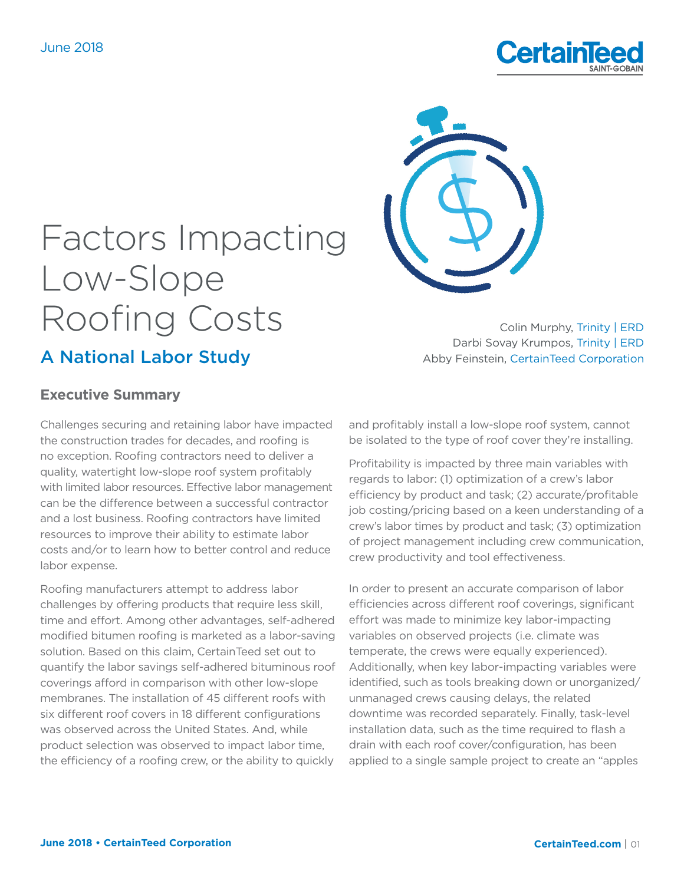June 2018

# Factors Impacting Low-Slope Roofing Costs

## A National Labor Study

Colin Murphy, Trinity | ERD
Darbi Sovay Krumpos, Trinity | ERD
Abby Feinstein, CertainTeed Corporation

### Executive Summary

Challenges securing and retaining labor have impacted the construction trades for decades, and roofing is no exception. Roofing contractors need to deliver a quality, watertight low-slope roof system profitably with limited labor resources. Effective labor management can be the difference between a successful contractor and a lost business. Roofing contractors have limited resources to improve their ability to estimate labor costs and/or to learn how to better control and reduce labor expense.

Roofing manufacturers attempt to address labor challenges by offering products that require less skill, time and effort. Among other advantages, self-adhered modified bitumen roofing is marketed as a labor-saving solution. Based on this claim, CertainTeed set out to quantify the labor savings self-adhered bituminous roof coverings afford in comparison with other low-slope membranes. The installation of 45 different roofs with six different roof covers in 18 different configurations was observed across the United States. And, while product selection was observed to impact labor time, the efficiency of a roofing crew, or the ability to quickly and profitably install a low-slope roof system, cannot be isolated to the type of roof cover they're installing.

Profitability is impacted by three main variables with regards to labor: (1) optimization of a crew's labor efficiency by product and task; (2) accurate/profitable job costing/pricing based on a keen understanding of a crew's labor times by product and task; (3) optimization of project management including crew communication, crew productivity and tool effectiveness.

In order to present an accurate comparison of labor efficiencies across different roof coverings, significant effort was made to minimize key labor-impacting variables on observed projects (i.e. climate was temperate, the crews were equally experienced). Additionally, when key labor-impacting variables were identified, such as tools breaking down or unorganized/unmanaged crews causing delays, the related downtime was recorded separately. Finally, task-level installation data, such as the time required to flash a drain with each roof cover/configuration, has been applied to a single sample project to create an "apples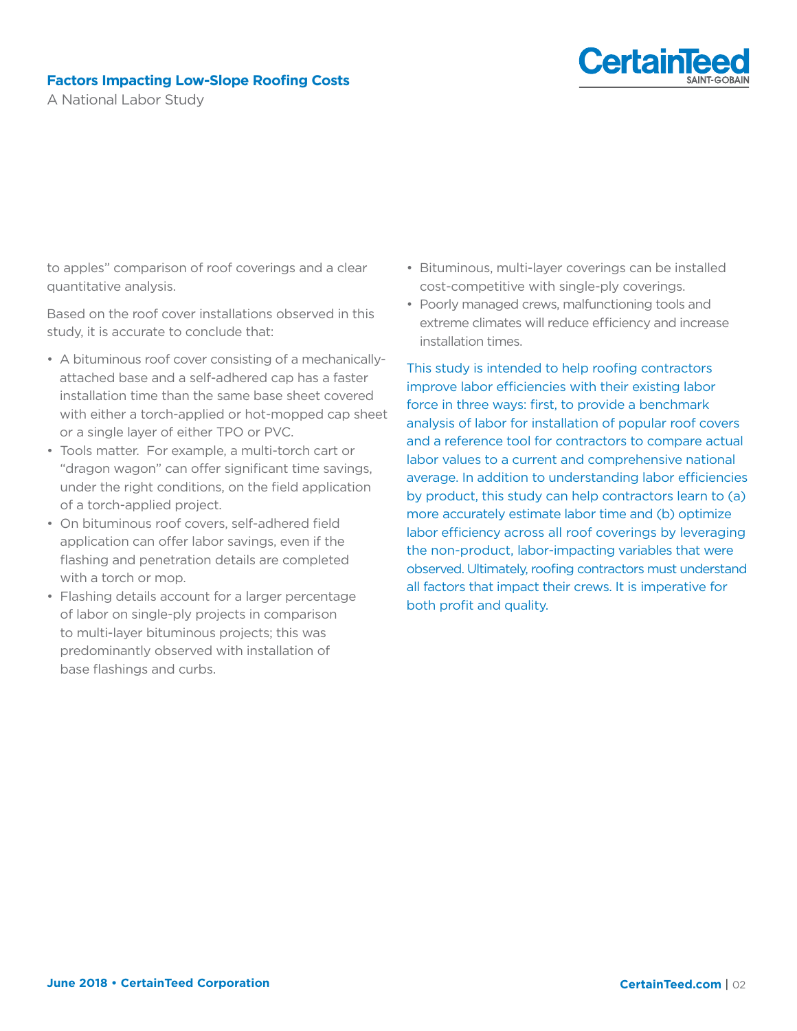to apples" comparison of roof coverings and a clear quantitative analysis.

Based on the roof cover installations observed in this study, it is accurate to conclude that:

- A bituminous roof cover consisting of a mechanically-attached base and a self-adhered cap has a faster installation time than the same base sheet covered with either a torch-applied or hot-mopped cap sheet or a single layer of either TPO or PVC.
- Tools matter. For example, a multi-torch cart or "dragon wagon" can offer significant time savings, under the right conditions, on the field application of a torch-applied project.
- On bituminous roof covers, self-adhered field application can offer labor savings, even if the flashing and penetration details are completed with a torch or mop.
- Flashing details account for a larger percentage of labor on single-ply projects in comparison to multi-layer bituminous projects; this was predominantly observed with installation of base flashings and curbs.
- Bituminous, multi-layer coverings can be installed cost-competitive with single-ply coverings.
- Poorly managed crews, malfunctioning tools and extreme climates will reduce efficiency and increase installation times.

This study is intended to help roofing contractors improve labor efficiencies with their existing labor force in three ways: first, to provide a benchmark analysis of labor for installation of popular roof covers and a reference tool for contractors to compare actual labor values to a current and comprehensive national average. In addition to understanding labor efficiencies by product, this study can help contractors learn to (a) more accurately estimate labor time and (b) optimize labor efficiency across all roof coverings by leveraging the non-product, labor-impacting variables that were observed. Ultimately, roofing contractors must understand all factors that impact their crews. It is imperative for both profit and quality.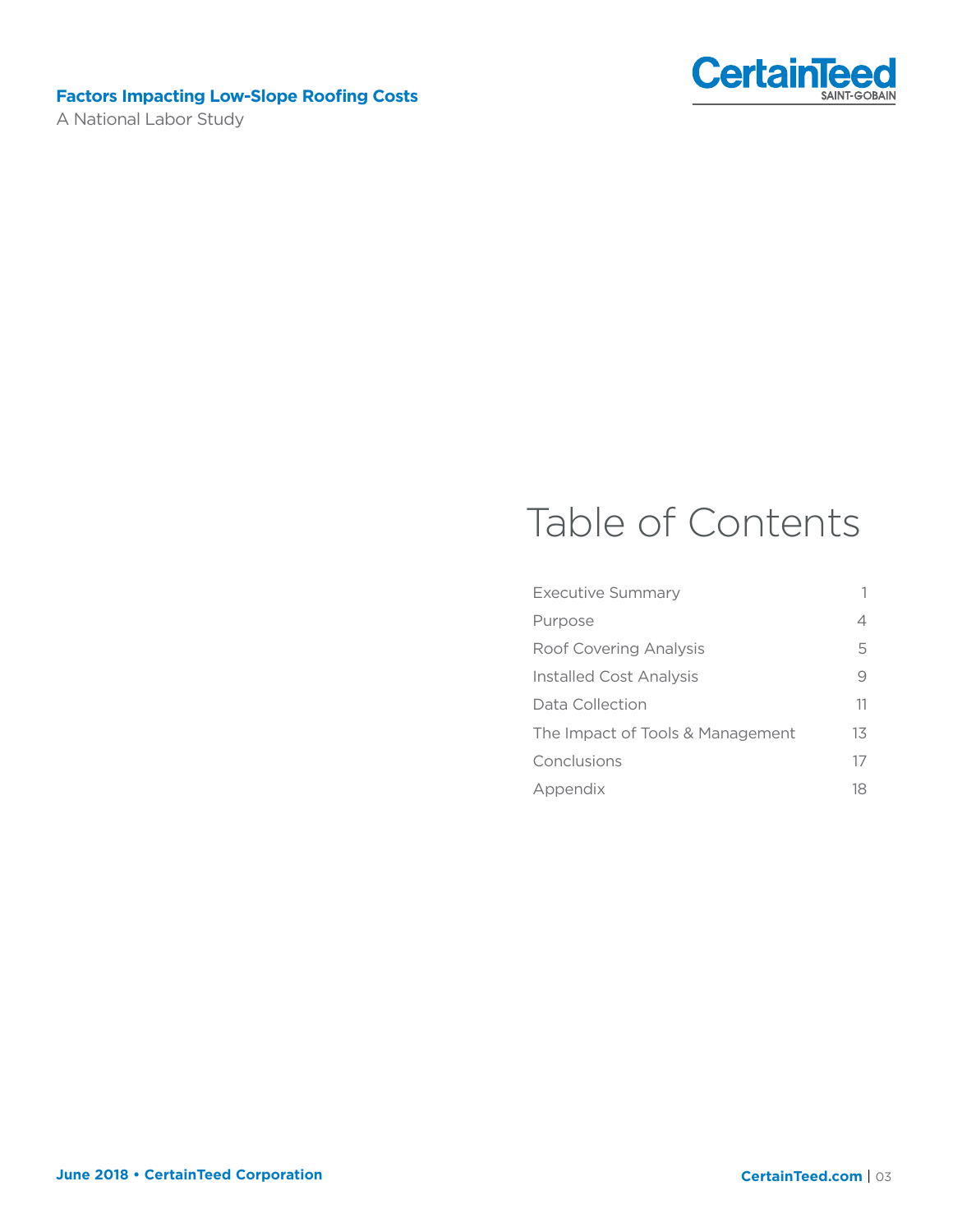# Table of Contents

| | |
|---|---|
| Executive Summary | 1 |
| Purpose | 4 |
| Roof Covering Analysis | 5 |
| Installed Cost Analysis | 9 |
| Data Collection | 11 |
| The Impact of Tools & Management | 13 |
| Conclusions | 17 |
| Appendix | 18 |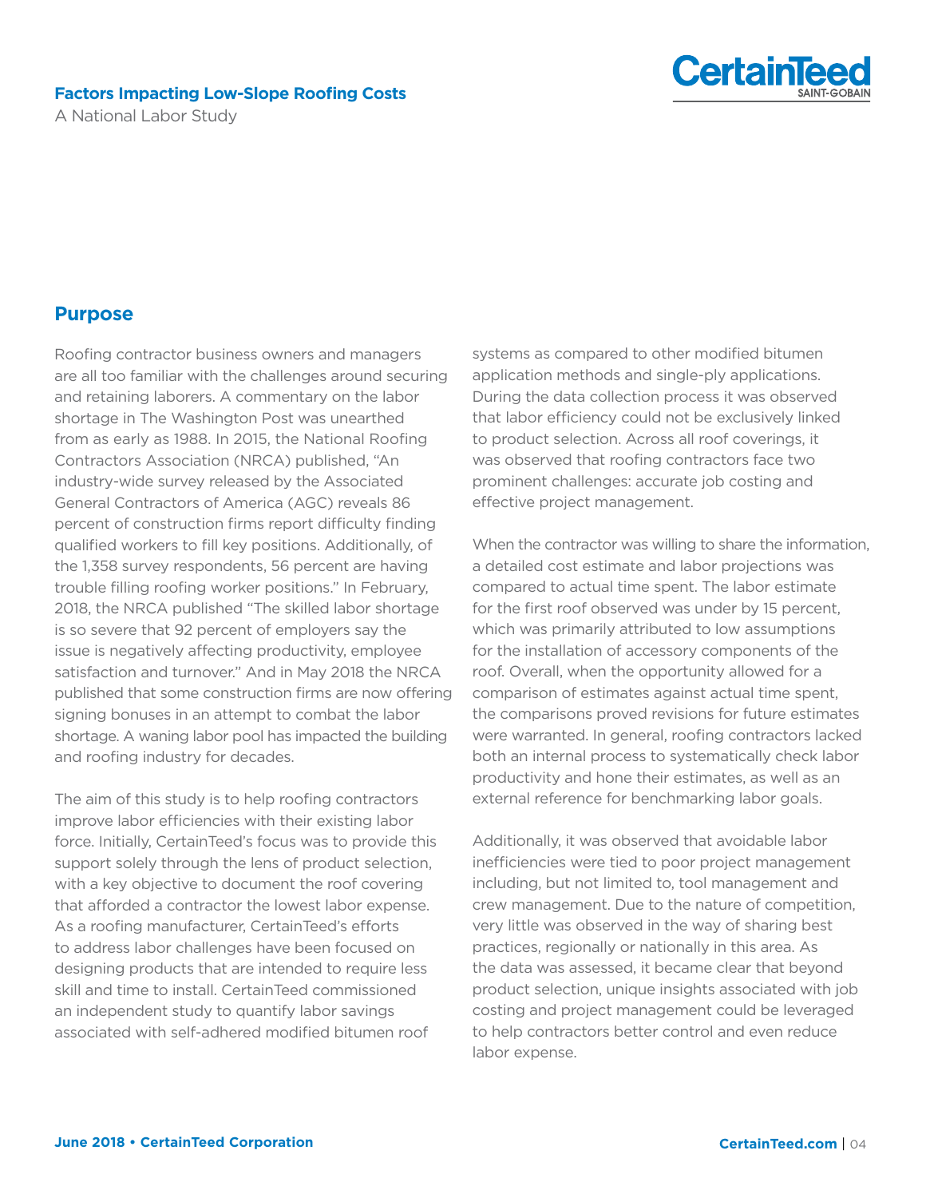## Purpose

Roofing contractor business owners and managers are all too familiar with the challenges around securing and retaining laborers. A commentary on the labor shortage in The Washington Post was unearthed from as early as 1988. In 2015, the National Roofing Contractors Association (NRCA) published, "An industry-wide survey released by the Associated General Contractors of America (AGC) reveals 86 percent of construction firms report difficulty finding qualified workers to fill key positions. Additionally, of the 1,358 survey respondents, 56 percent are having trouble filling roofing worker positions." In February, 2018, the NRCA published "The skilled labor shortage is so severe that 92 percent of employers say the issue is negatively affecting productivity, employee satisfaction and turnover." And in May 2018 the NRCA published that some construction firms are now offering signing bonuses in an attempt to combat the labor shortage. A waning labor pool has impacted the building and roofing industry for decades.

The aim of this study is to help roofing contractors improve labor efficiencies with their existing labor force. Initially, CertainTeed's focus was to provide this support solely through the lens of product selection, with a key objective to document the roof covering that afforded a contractor the lowest labor expense. As a roofing manufacturer, CertainTeed's efforts to address labor challenges have been focused on designing products that are intended to require less skill and time to install. CertainTeed commissioned an independent study to quantify labor savings associated with self-adhered modified bitumen roof systems as compared to other modified bitumen application methods and single-ply applications. During the data collection process it was observed that labor efficiency could not be exclusively linked to product selection. Across all roof coverings, it was observed that roofing contractors face two prominent challenges: accurate job costing and effective project management.

When the contractor was willing to share the information, a detailed cost estimate and labor projections was compared to actual time spent. The labor estimate for the first roof observed was under by 15 percent, which was primarily attributed to low assumptions for the installation of accessory components of the roof. Overall, when the opportunity allowed for a comparison of estimates against actual time spent, the comparisons proved revisions for future estimates were warranted. In general, roofing contractors lacked both an internal process to systematically check labor productivity and hone their estimates, as well as an external reference for benchmarking labor goals.

Additionally, it was observed that avoidable labor inefficiencies were tied to poor project management including, but not limited to, tool management and crew management. Due to the nature of competition, very little was observed in the way of sharing best practices, regionally or nationally in this area. As the data was assessed, it became clear that beyond product selection, unique insights associated with job costing and project management could be leveraged to help contractors better control and even reduce labor expense.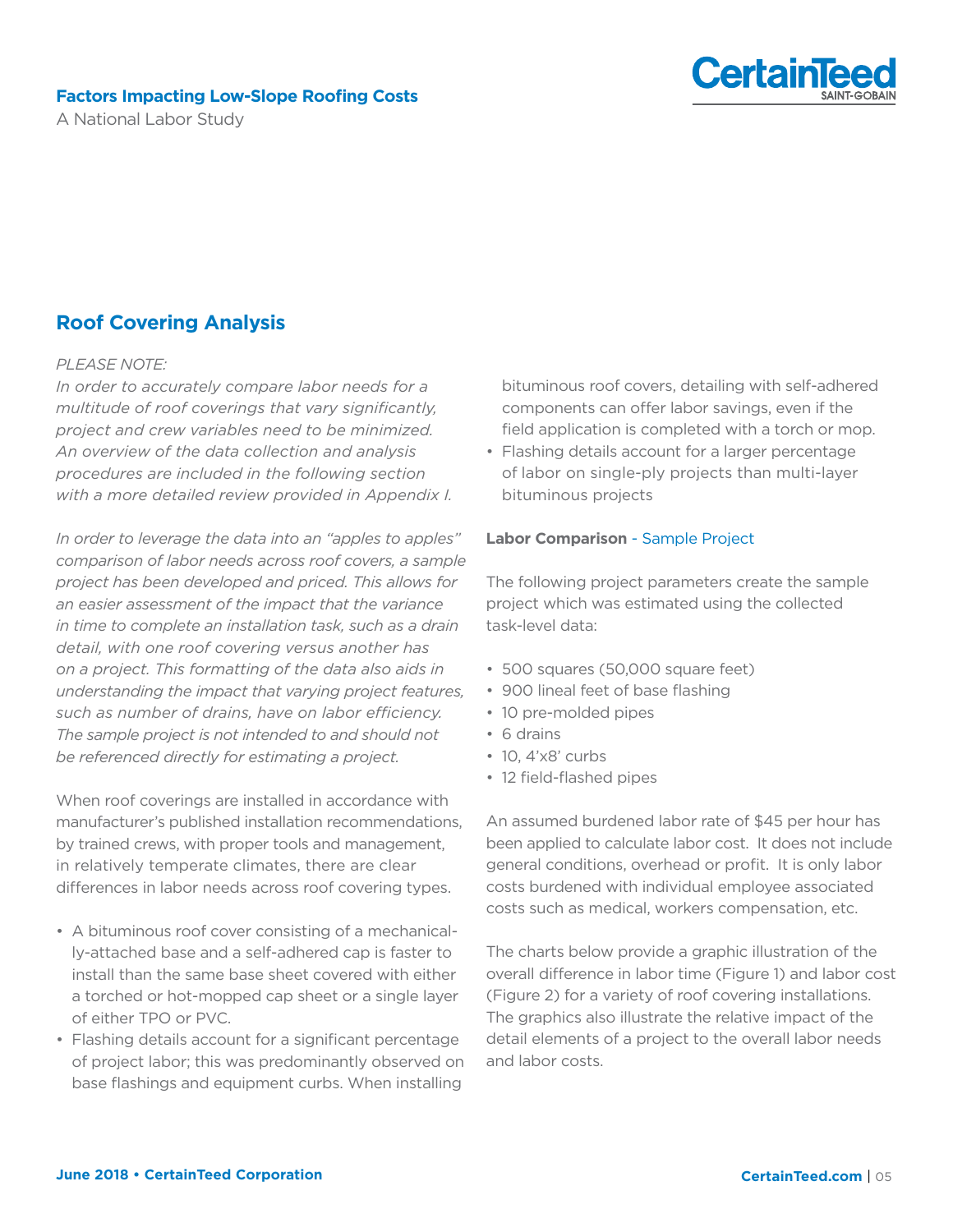## Roof Covering Analysis

*PLEASE NOTE:*
*In order to accurately compare labor needs for a multitude of roof coverings that vary significantly, project and crew variables need to be minimized. An overview of the data collection and analysis procedures are included in the following section with a more detailed review provided in Appendix I.*

*In order to leverage the data into an "apples to apples" comparison of labor needs across roof covers, a sample project has been developed and priced. This allows for an easier assessment of the impact that the variance in time to complete an installation task, such as a drain detail, with one roof covering versus another has on a project. This formatting of the data also aids in understanding the impact that varying project features, such as number of drains, have on labor efficiency. The sample project is not intended to and should not be referenced directly for estimating a project.*

When roof coverings are installed in accordance with manufacturer's published installation recommendations, by trained crews, with proper tools and management, in relatively temperate climates, there are clear differences in labor needs across roof covering types.

- A bituminous roof cover consisting of a mechanically-attached base and a self-adhered cap is faster to install than the same base sheet covered with either a torched or hot-mopped cap sheet or a single layer of either TPO or PVC.
- Flashing details account for a significant percentage of project labor; this was predominantly observed on base flashings and equipment curbs. When installing bituminous roof covers, detailing with self-adhered components can offer labor savings, even if the field application is completed with a torch or mop.
- Flashing details account for a larger percentage of labor on single-ply projects than multi-layer bituminous projects

**Labor Comparison** - Sample Project

The following project parameters create the sample project which was estimated using the collected task-level data:

- 500 squares (50,000 square feet)
- 900 lineal feet of base flashing
- 10 pre-molded pipes
- 6 drains
- 10, 4'x8' curbs
- 12 field-flashed pipes

An assumed burdened labor rate of $45 per hour has been applied to calculate labor cost. It does not include general conditions, overhead or profit. It is only labor costs burdened with individual employee associated costs such as medical, workers compensation, etc.

The charts below provide a graphic illustration of the overall difference in labor time (Figure 1) and labor cost (Figure 2) for a variety of roof covering installations. The graphics also illustrate the relative impact of the detail elements of a project to the overall labor needs and labor costs.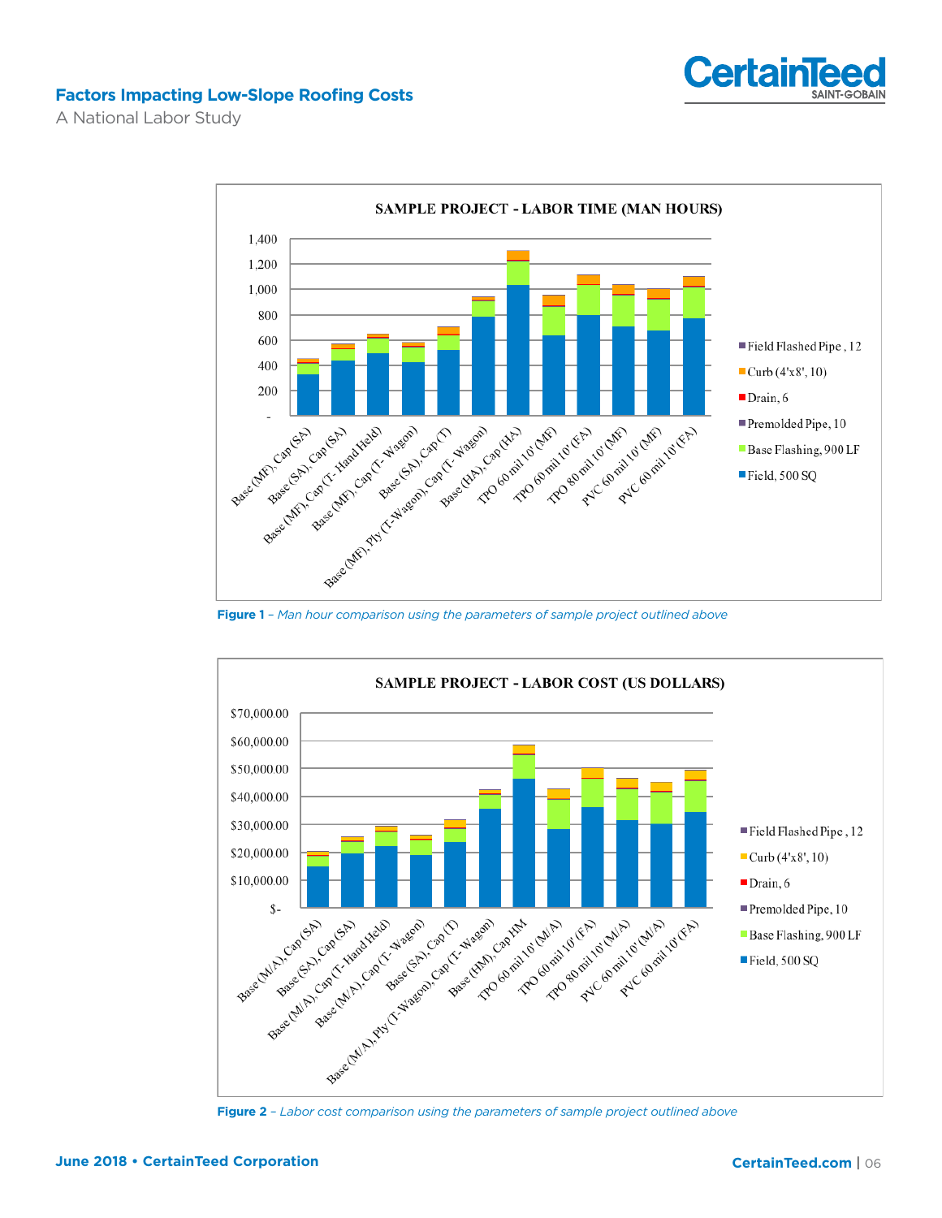**SAMPLE PROJECT - LABOR TIME (MAN HOURS)**

Y-axis: -, 200, 400, 600, 800, 1,000, 1,200, 1,400

Categories: Base (MF), Cap (SA); Base (SA), Cap (SA); Base (MF), Cap (T- Hand Held); Base (MF), Cap (T- Wagon); Base (SA), Cap (T); Base (MF), Ply (T-Wagon), Cap (T- Wagon); Base (HA), Cap (HA); TPO 60 mil 10' (MF); TPO 60 mil 10' (FA); TPO 80 mil 10' (MF); PVC 60 mil 10' (MF); PVC 60 mil 10' (FA)

Legend: Field Flashed Pipe , 12; Curb (4'x8', 10); Drain, 6; Premolded Pipe, 10; Base Flashing, 900 LF; Field, 500 SQ

**Figure 1** – *Man hour comparison using the parameters of sample project outlined above*

**SAMPLE PROJECT - LABOR COST (US DOLLARS)**

Y-axis: $-, $10,000.00, $20,000.00, $30,000.00, $40,000.00, $50,000.00, $60,000.00, $70,000.00

Categories: Base (M/A), Cap (SA); Base (SA), Cap (SA); Base (M/A), Cap (T- Hand Held); Base (M/A), Cap (T- Wagon); Base (SA), Cap (T); Base (M/A), Ply (T-Wagon), Cap (T- Wagon); Base (HM), Cap HM; TPO 60 mil 10' (M/A); TPO 60 mil 10' (FA); TPO 80 mil 10' (M/A); PVC 60 mil 10' (M/A); PVC 60 mil 10' (FA)

Legend: Field Flashed Pipe , 12; Curb (4'x8', 10); Drain, 6; Premolded Pipe, 10; Base Flashing, 900 LF; Field, 500 SQ

**Figure 2** – *Labor cost comparison using the parameters of sample project outlined above*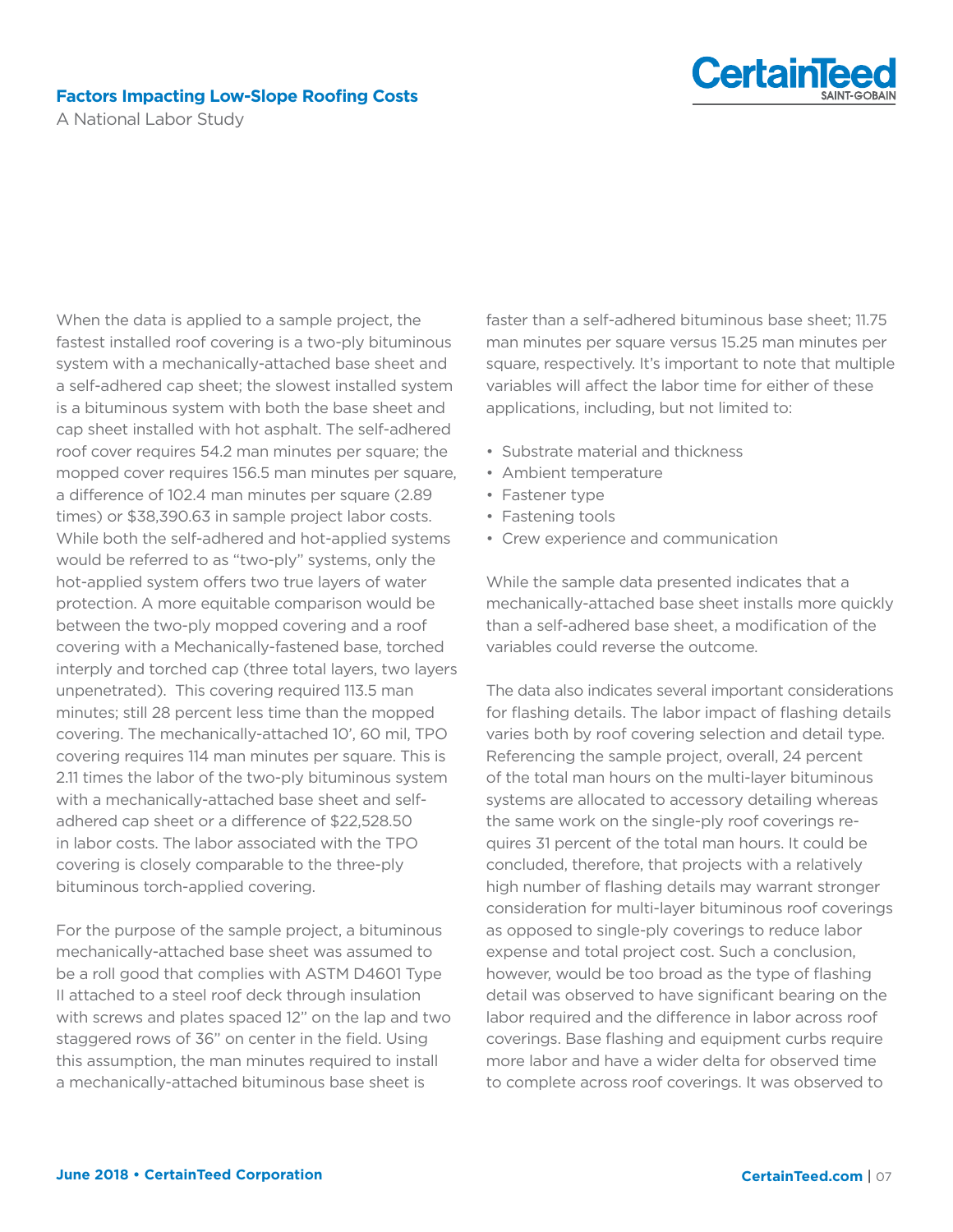When the data is applied to a sample project, the fastest installed roof covering is a two-ply bituminous system with a mechanically-attached base sheet and a self-adhered cap sheet; the slowest installed system is a bituminous system with both the base sheet and cap sheet installed with hot asphalt. The self-adhered roof cover requires 54.2 man minutes per square; the mopped cover requires 156.5 man minutes per square, a difference of 102.4 man minutes per square (2.89 times) or $38,390.63 in sample project labor costs. While both the self-adhered and hot-applied systems would be referred to as "two-ply" systems, only the hot-applied system offers two true layers of water protection. A more equitable comparison would be between the two-ply mopped covering and a roof covering with a Mechanically-fastened base, torched interply and torched cap (three total layers, two layers unpenetrated). This covering required 113.5 man minutes; still 28 percent less time than the mopped covering. The mechanically-attached 10', 60 mil, TPO covering requires 114 man minutes per square. This is 2.11 times the labor of the two-ply bituminous system with a mechanically-attached base sheet and self-adhered cap sheet or a difference of $22,528.50 in labor costs. The labor associated with the TPO covering is closely comparable to the three-ply bituminous torch-applied covering.

For the purpose of the sample project, a bituminous mechanically-attached base sheet was assumed to be a roll good that complies with ASTM D4601 Type II attached to a steel roof deck through insulation with screws and plates spaced 12" on the lap and two staggered rows of 36" on center in the field. Using this assumption, the man minutes required to install a mechanically-attached bituminous base sheet is faster than a self-adhered bituminous base sheet; 11.75 man minutes per square versus 15.25 man minutes per square, respectively. It's important to note that multiple variables will affect the labor time for either of these applications, including, but not limited to:

- Substrate material and thickness
- Ambient temperature
- Fastener type
- Fastening tools
- Crew experience and communication

While the sample data presented indicates that a mechanically-attached base sheet installs more quickly than a self-adhered base sheet, a modification of the variables could reverse the outcome.

The data also indicates several important considerations for flashing details. The labor impact of flashing details varies both by roof covering selection and detail type. Referencing the sample project, overall, 24 percent of the total man hours on the multi-layer bituminous systems are allocated to accessory detailing whereas the same work on the single-ply roof coverings requires 31 percent of the total man hours. It could be concluded, therefore, that projects with a relatively high number of flashing details may warrant stronger consideration for multi-layer bituminous roof coverings as opposed to single-ply coverings to reduce labor expense and total project cost. Such a conclusion, however, would be too broad as the type of flashing detail was observed to have significant bearing on the labor required and the difference in labor across roof coverings. Base flashing and equipment curbs require more labor and have a wider delta for observed time to complete across roof coverings. It was observed to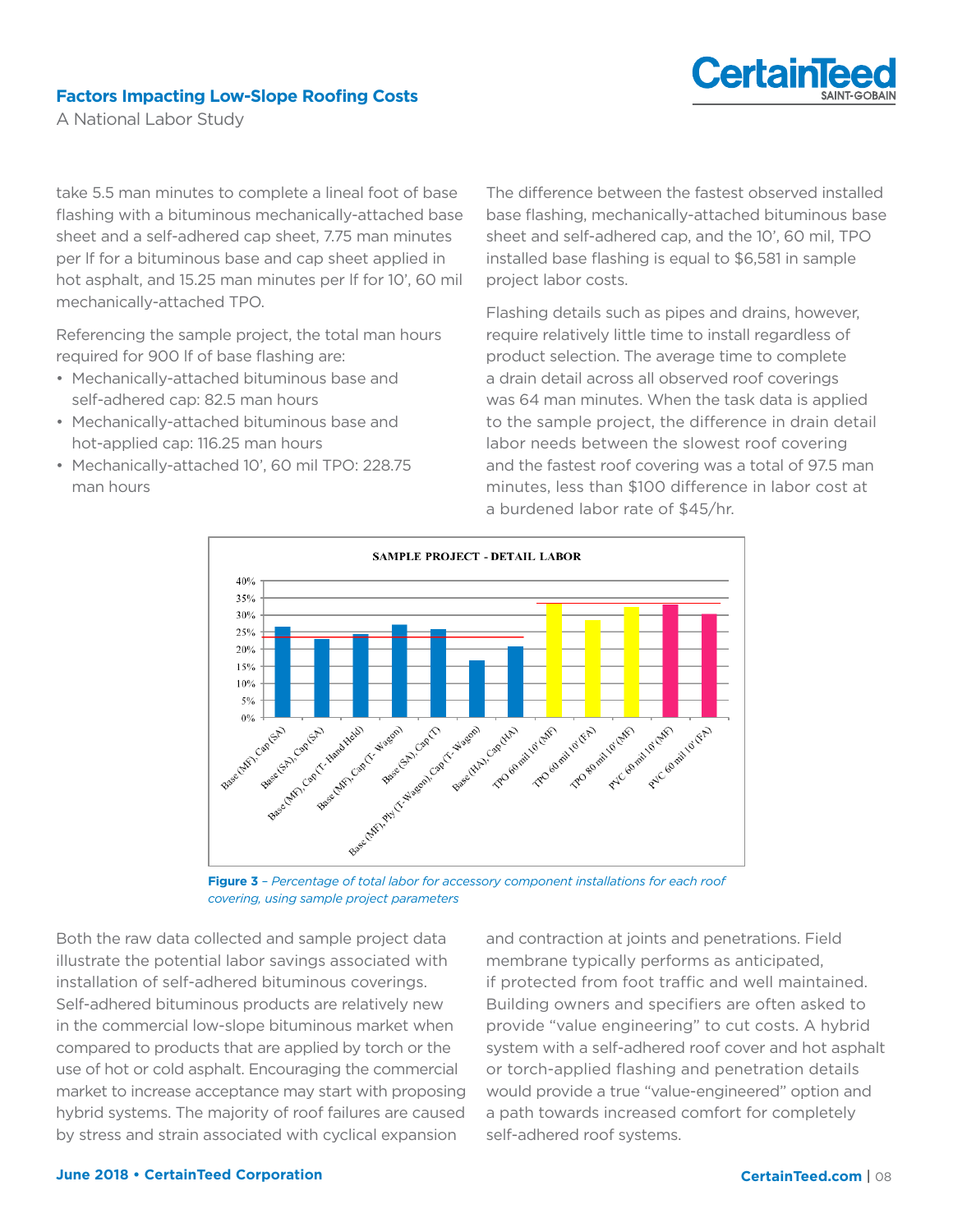take 5.5 man minutes to complete a lineal foot of base flashing with a bituminous mechanically-attached base sheet and a self-adhered cap sheet, 7.75 man minutes per lf for a bituminous base and cap sheet applied in hot asphalt, and 15.25 man minutes per lf for 10', 60 mil mechanically-attached TPO.

Referencing the sample project, the total man hours required for 900 lf of base flashing are:

- Mechanically-attached bituminous base and self-adhered cap: 82.5 man hours
- Mechanically-attached bituminous base and hot-applied cap: 116.25 man hours
- Mechanically-attached 10', 60 mil TPO: 228.75 man hours

The difference between the fastest observed installed base flashing, mechanically-attached bituminous base sheet and self-adhered cap, and the 10', 60 mil, TPO installed base flashing is equal to $6,581 in sample project labor costs.

Flashing details such as pipes and drains, however, require relatively little time to install regardless of product selection. The average time to complete a drain detail across all observed roof coverings was 64 man minutes. When the task data is applied to the sample project, the difference in drain detail labor needs between the slowest roof covering and the fastest roof covering was a total of 97.5 man minutes, less than $100 difference in labor cost at a burdened labor rate of $45/hr.

**SAMPLE PROJECT - DETAIL LABOR**

**Figure 3** – *Percentage of total labor for accessory component installations for each roof covering, using sample project parameters*

Both the raw data collected and sample project data illustrate the potential labor savings associated with installation of self-adhered bituminous coverings. Self-adhered bituminous products are relatively new in the commercial low-slope bituminous market when compared to products that are applied by torch or the use of hot or cold asphalt. Encouraging the commercial market to increase acceptance may start with proposing hybrid systems. The majority of roof failures are caused by stress and strain associated with cyclical expansion and contraction at joints and penetrations. Field membrane typically performs as anticipated, if protected from foot traffic and well maintained. Building owners and specifiers are often asked to provide "value engineering" to cut costs. A hybrid system with a self-adhered roof cover and hot asphalt or torch-applied flashing and penetration details would provide a true "value-engineered" option and a path towards increased comfort for completely self-adhered roof systems.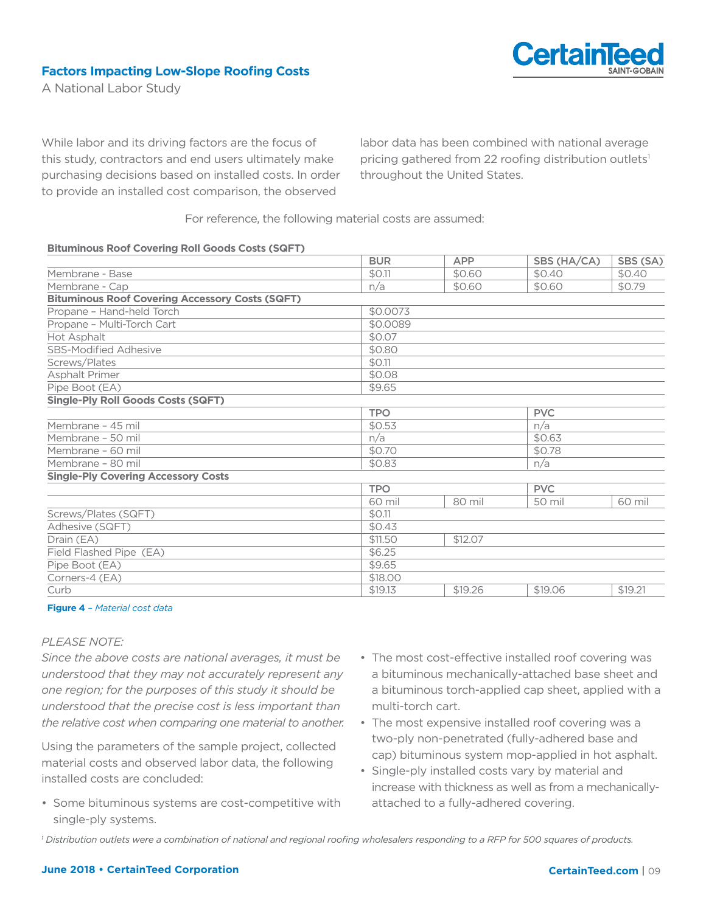While labor and its driving factors are the focus of this study, contractors and end users ultimately make purchasing decisions based on installed costs. In order to provide an installed cost comparison, the observed labor data has been combined with national average pricing gathered from 22 roofing distribution outlets[1] throughout the United States.

For reference, the following material costs are assumed:

| **Bituminous Roof Covering Roll Goods Costs (SQFT)** | | | | |
|---|---|---|---|---|
| | BUR | APP | SBS (HA/CA) | SBS (SA) |
| Membrane - Base | $0.11 | $0.60 | $0.40 | $0.40 |
| Membrane - Cap | n/a | $0.60 | $0.60 | $0.79 |
| **Bituminous Roof Covering Accessory Costs (SQFT)** | | | | |
| Propane – Hand-held Torch | $0.0073 | | | |
| Propane – Multi-Torch Cart | $0.0089 | | | |
| Hot Asphalt | $0.07 | | | |
| SBS-Modified Adhesive | $0.80 | | | |
| Screws/Plates | $0.11 | | | |
| Asphalt Primer | $0.08 | | | |
| Pipe Boot (EA) | $9.65 | | | |
| **Single-Ply Roll Goods Costs (SQFT)** | | | | |
| | TPO | | PVC | |
| Membrane – 45 mil | $0.53 | | n/a | |
| Membrane – 50 mil | n/a | | $0.63 | |
| Membrane – 60 mil | $0.70 | | $0.78 | |
| Membrane – 80 mil | $0.83 | | n/a | |
| **Single-Ply Covering Accessory Costs** | | | | |
| | TPO | | PVC | |
| | 60 mil | 80 mil | 50 mil | 60 mil |
| Screws/Plates (SQFT) | $0.11 | | | |
| Adhesive (SQFT) | $0.43 | | | |
| Drain (EA) | $11.50 | $12.07 | | |
| Field Flashed Pipe (EA) | $6.25 | | | |
| Pipe Boot (EA) | $9.65 | | | |
| Corners-4 (EA) | $18.00 | | | |
| Curb | $19.13 | $19.26 | $19.06 | $19.21 |

**Figure 4** – *Material cost data*

*PLEASE NOTE:*

*Since the above costs are national averages, it must be understood that they may not accurately represent any one region; for the purposes of this study it should be understood that the precise cost is less important than the relative cost when comparing one material to another.*

Using the parameters of the sample project, collected material costs and observed labor data, the following installed costs are concluded:

- Some bituminous systems are cost-competitive with single-ply systems.
- The most cost-effective installed roof covering was a bituminous mechanically-attached base sheet and a bituminous torch-applied cap sheet, applied with a multi-torch cart.
- The most expensive installed roof covering was a two-ply non-penetrated (fully-adhered base and cap) bituminous system mop-applied in hot asphalt.
- Single-ply installed costs vary by material and increase with thickness as well as from a mechanically-attached to a fully-adhered covering.

[1] *Distribution outlets were a combination of national and regional roofing wholesalers responding to a RFP for 500 squares of products.*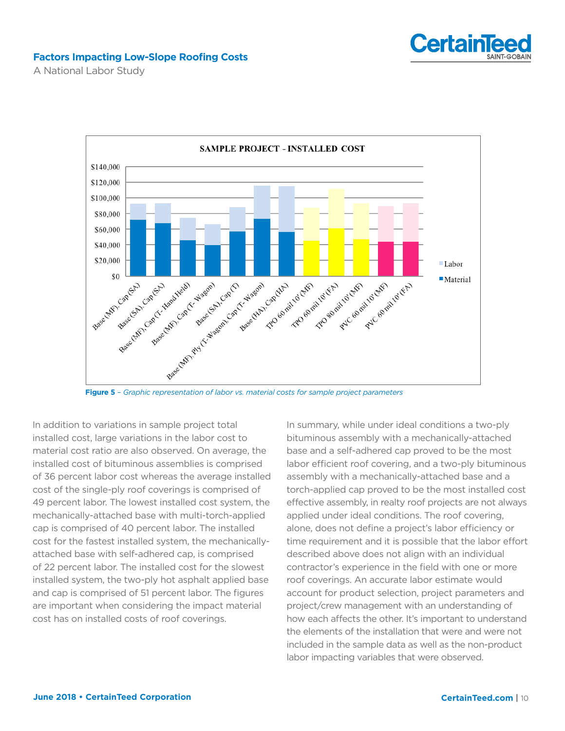**Figure 5** – *Graphic representation of labor vs. material costs for sample project parameters*

In addition to variations in sample project total installed cost, large variations in the labor cost to material cost ratio are also observed. On average, the installed cost of bituminous assemblies is comprised of 36 percent labor cost whereas the average installed cost of the single-ply roof coverings is comprised of 49 percent labor. The lowest installed cost system, the mechanically-attached base with multi-torch-applied cap is comprised of 40 percent labor. The installed cost for the fastest installed system, the mechanically-attached base with self-adhered cap, is comprised of 22 percent labor. The installed cost for the slowest installed system, the two-ply hot asphalt applied base and cap is comprised of 51 percent labor. The figures are important when considering the impact material cost has on installed costs of roof coverings.

In summary, while under ideal conditions a two-ply bituminous assembly with a mechanically-attached base and a self-adhered cap proved to be the most labor efficient roof covering, and a two-ply bituminous assembly with a mechanically-attached base and a torch-applied cap proved to be the most installed cost effective assembly, in realty roof projects are not always applied under ideal conditions. The roof covering, alone, does not define a project's labor efficiency or time requirement and it is possible that the labor effort described above does not align with an individual contractor's experience in the field with one or more roof coverings. An accurate labor estimate would account for product selection, project parameters and project/crew management with an understanding of how each affects the other. It's important to understand the elements of the installation that were and were not included in the sample data as well as the non-product labor impacting variables that were observed.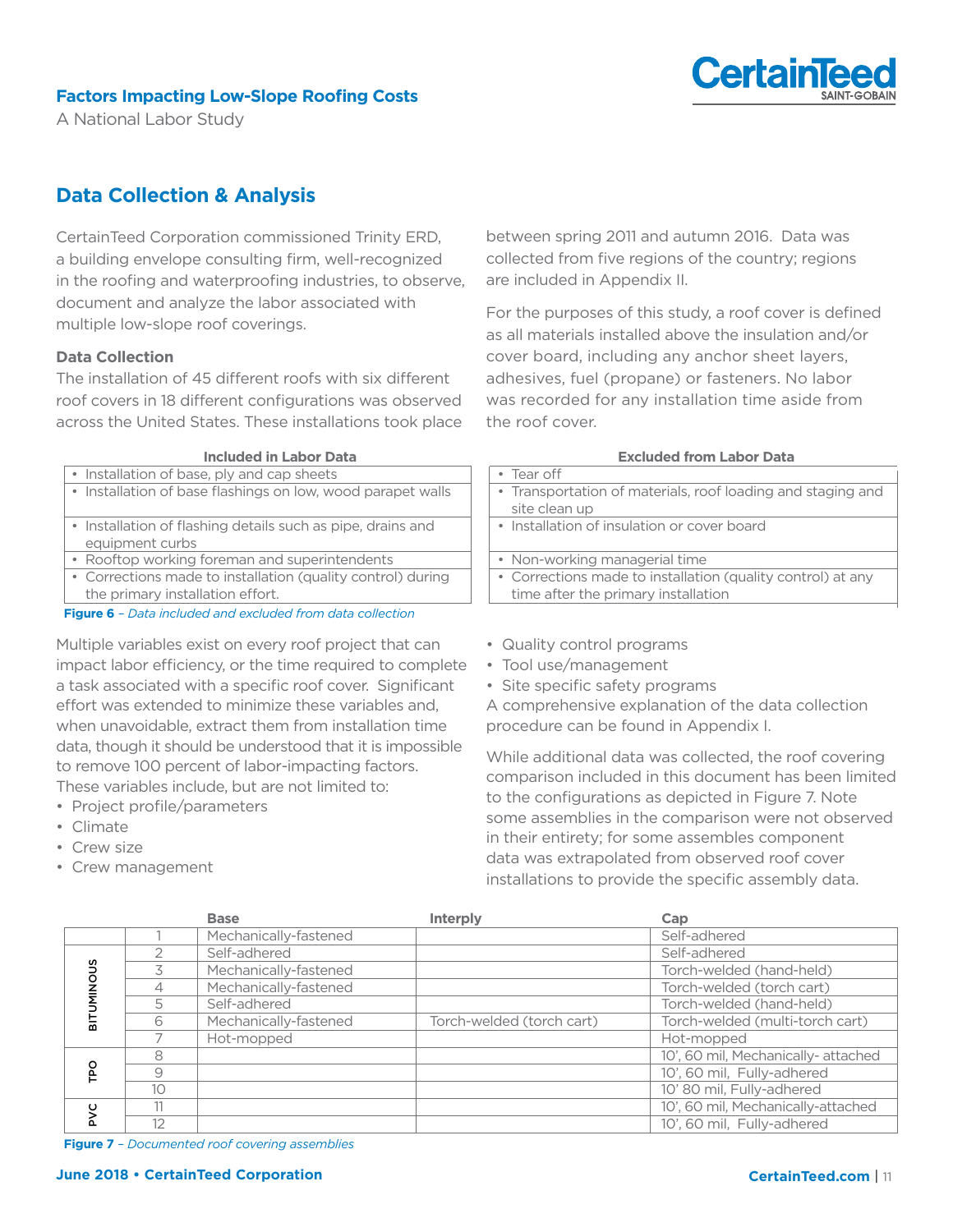## Data Collection & Analysis

CertainTeed Corporation commissioned Trinity ERD, a building envelope consulting firm, well-recognized in the roofing and waterproofing industries, to observe, document and analyze the labor associated with multiple low-slope roof coverings.

### Data Collection

The installation of 45 different roofs with six different roof covers in 18 different configurations was observed across the United States. These installations took place between spring 2011 and autumn 2016. Data was collected from five regions of the country; regions are included in Appendix II.

For the purposes of this study, a roof cover is defined as all materials installed above the insulation and/or cover board, including any anchor sheet layers, adhesives, fuel (propane) or fasteners. No labor was recorded for any installation time aside from the roof cover.

| Included in Labor Data |
|---|
| • Installation of base, ply and cap sheets |
| • Installation of base flashings on low, wood parapet walls |
| • Installation of flashing details such as pipe, drains and equipment curbs |
| • Rooftop working foreman and superintendents |
| • Corrections made to installation (quality control) during the primary installation effort. |

| Excluded from Labor Data |
|---|
| • Tear off |
| • Transportation of materials, roof loading and staging and site clean up |
| • Installation of insulation or cover board |
| • Non-working managerial time |
| • Corrections made to installation (quality control) at any time after the primary installation |

**Figure 6** – *Data included and excluded from data collection*

Multiple variables exist on every roof project that can impact labor efficiency, or the time required to complete a task associated with a specific roof cover. Significant effort was extended to minimize these variables and, when unavoidable, extract them from installation time data, though it should be understood that it is impossible to remove 100 percent of labor-impacting factors. These variables include, but are not limited to:

- Project profile/parameters
- Climate
- Crew size
- Crew management
- Quality control programs
- Tool use/management
- Site specific safety programs

A comprehensive explanation of the data collection procedure can be found in Appendix I.

While additional data was collected, the roof covering comparison included in this document has been limited to the configurations as depicted in Figure 7. Note some assemblies in the comparison were not observed in their entirety; for some assembles component data was extrapolated from observed roof cover installations to provide the specific assembly data.

| | | Base | Interply | Cap |
|---|---|---|---|---|
| BITUMINOUS | 1 | Mechanically-fastened | | Self-adhered |
| | 2 | Self-adhered | | Self-adhered |
| | 3 | Mechanically-fastened | | Torch-welded (hand-held) |
| | 4 | Mechanically-fastened | | Torch-welded (torch cart) |
| | 5 | Self-adhered | | Torch-welded (hand-held) |
| | 6 | Mechanically-fastened | Torch-welded (torch cart) | Torch-welded (multi-torch cart) |
| | 7 | Hot-mopped | | Hot-mopped |
| TPO | 8 | | | 10', 60 mil, Mechanically- attached |
| | 9 | | | 10', 60 mil, Fully-adhered |
| | 10 | | | 10' 80 mil, Fully-adhered |
| PVC | 11 | | | 10', 60 mil, Mechanically-attached |
| | 12 | | | 10', 60 mil, Fully-adhered |

**Figure 7** – *Documented roof covering assemblies*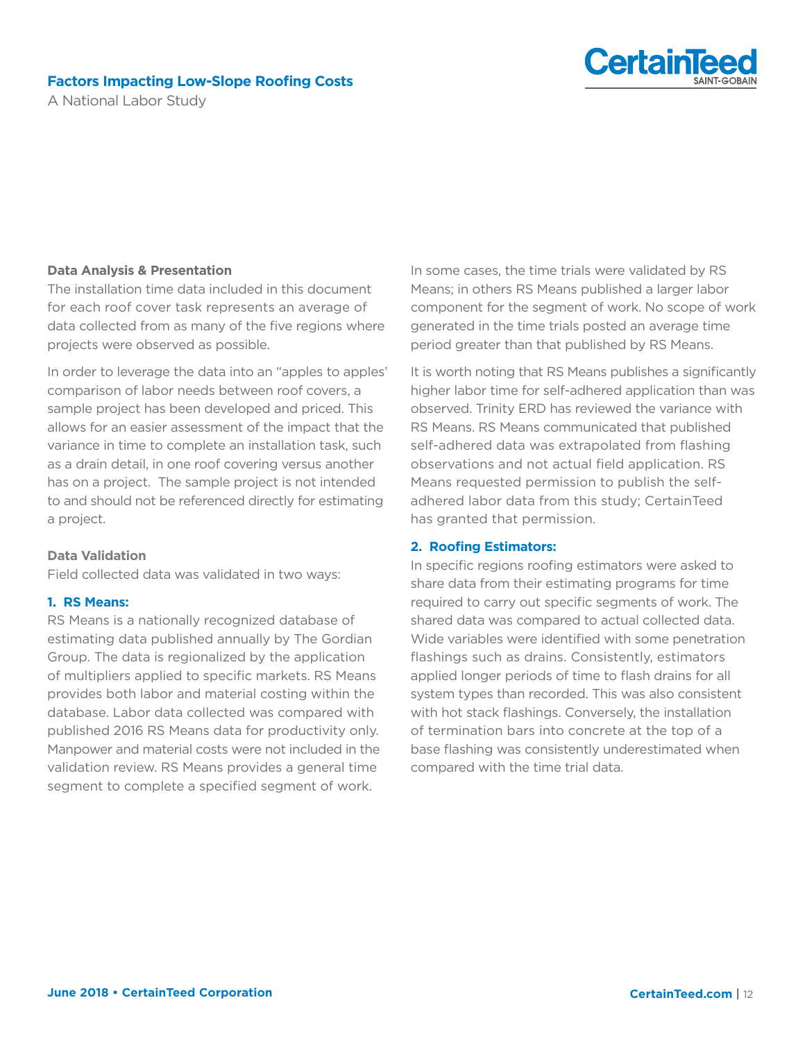### Data Analysis & Presentation

The installation time data included in this document for each roof cover task represents an average of data collected from as many of the five regions where projects were observed as possible.

In order to leverage the data into an "apples to apples' comparison of labor needs between roof covers, a sample project has been developed and priced. This allows for an easier assessment of the impact that the variance in time to complete an installation task, such as a drain detail, in one roof covering versus another has on a project. The sample project is not intended to and should not be referenced directly for estimating a project.

### Data Validation

Field collected data was validated in two ways:

**1. RS Means:**

RS Means is a nationally recognized database of estimating data published annually by The Gordian Group. The data is regionalized by the application of multipliers applied to specific markets. RS Means provides both labor and material costing within the database. Labor data collected was compared with published 2016 RS Means data for productivity only. Manpower and material costs were not included in the validation review. RS Means provides a general time segment to complete a specified segment of work.

In some cases, the time trials were validated by RS Means; in others RS Means published a larger labor component for the segment of work. No scope of work generated in the time trials posted an average time period greater than that published by RS Means.

It is worth noting that RS Means publishes a significantly higher labor time for self-adhered application than was observed. Trinity ERD has reviewed the variance with RS Means. RS Means communicated that published self-adhered data was extrapolated from flashing observations and not actual field application. RS Means requested permission to publish the self-adhered labor data from this study; CertainTeed has granted that permission.

**2. Roofing Estimators:**

In specific regions roofing estimators were asked to share data from their estimating programs for time required to carry out specific segments of work. The shared data was compared to actual collected data. Wide variables were identified with some penetration flashings such as drains. Consistently, estimators applied longer periods of time to flash drains for all system types than recorded. This was also consistent with hot stack flashings. Conversely, the installation of termination bars into concrete at the top of a base flashing was consistently underestimated when compared with the time trial data.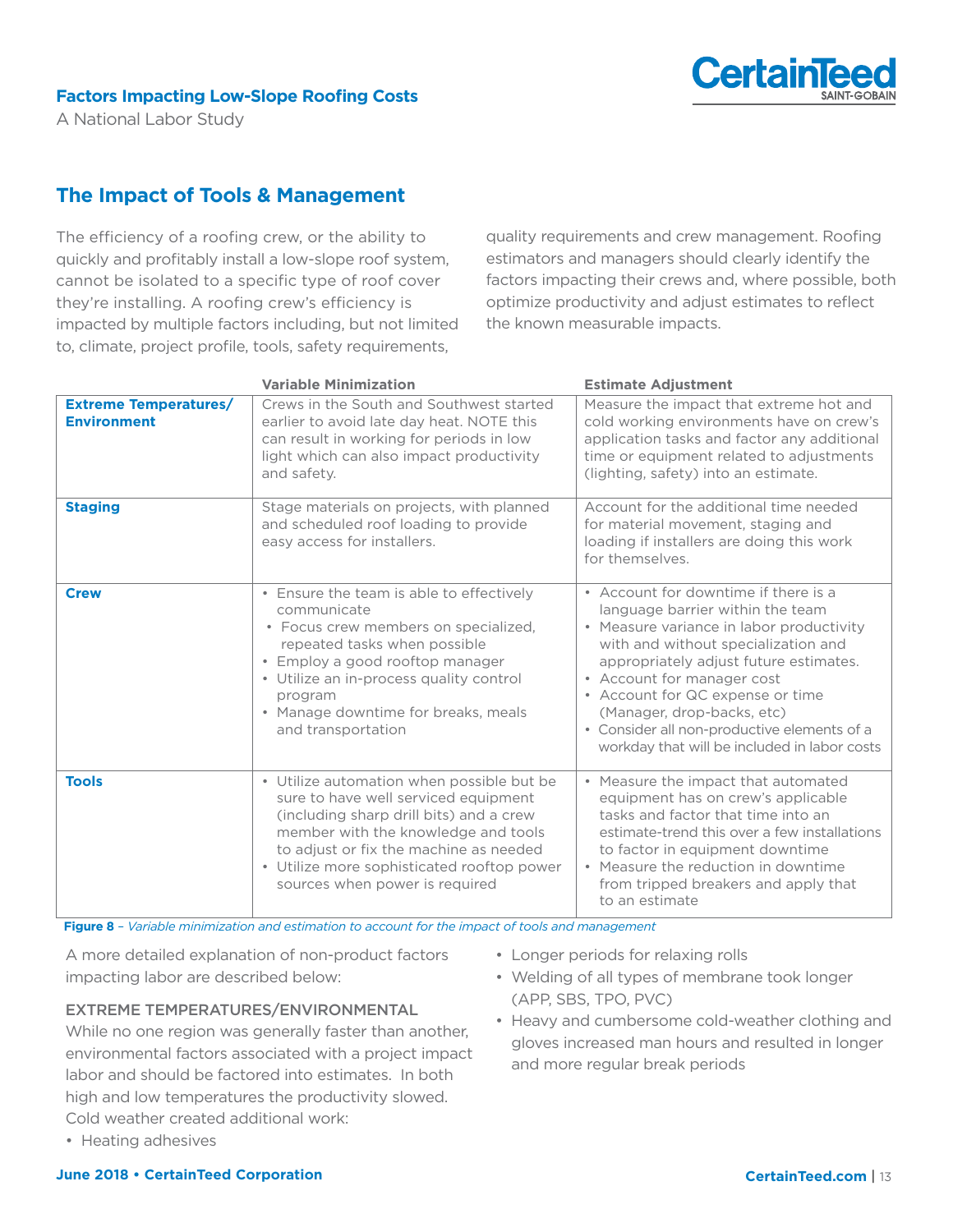## The Impact of Tools & Management

The efficiency of a roofing crew, or the ability to quickly and profitably install a low-slope roof system, cannot be isolated to a specific type of roof cover they're installing. A roofing crew's efficiency is impacted by multiple factors including, but not limited to, climate, project profile, tools, safety requirements, quality requirements and crew management. Roofing estimators and managers should clearly identify the factors impacting their crews and, where possible, both optimize productivity and adjust estimates to reflect the known measurable impacts.

| | Variable Minimization | Estimate Adjustment |
|---|---|---|
| **Extreme Temperatures/ Environment** | Crews in the South and Southwest started earlier to avoid late day heat. NOTE this can result in working for periods in low light which can also impact productivity and safety. | Measure the impact that extreme hot and cold working environments have on crew's application tasks and factor any additional time or equipment related to adjustments (lighting, safety) into an estimate. |
| **Staging** | Stage materials on projects, with planned and scheduled roof loading to provide easy access for installers. | Account for the additional time needed for material movement, staging and loading if installers are doing this work for themselves. |
| **Crew** | • Ensure the team is able to effectively communicate<br>• Focus crew members on specialized, repeated tasks when possible<br>• Employ a good rooftop manager<br>• Utilize an in-process quality control program<br>• Manage downtime for breaks, meals and transportation | • Account for downtime if there is a language barrier within the team<br>• Measure variance in labor productivity with and without specialization and appropriately adjust future estimates.<br>• Account for manager cost<br>• Account for QC expense or time (Manager, drop-backs, etc)<br>• Consider all non-productive elements of a workday that will be included in labor costs |
| **Tools** | • Utilize automation when possible but be sure to have well serviced equipment (including sharp drill bits) and a crew member with the knowledge and tools to adjust or fix the machine as needed<br>• Utilize more sophisticated rooftop power sources when power is required | • Measure the impact that automated equipment has on crew's applicable tasks and factor that time into an estimate-trend this over a few installations to factor in equipment downtime<br>• Measure the reduction in downtime from tripped breakers and apply that to an estimate |

**Figure 8** – *Variable minimization and estimation to account for the impact of tools and management*

A more detailed explanation of non-product factors impacting labor are described below:

### EXTREME TEMPERATURES/ENVIRONMENTAL

While no one region was generally faster than another, environmental factors associated with a project impact labor and should be factored into estimates. In both high and low temperatures the productivity slowed. Cold weather created additional work:

- Heating adhesives
- Longer periods for relaxing rolls
- Welding of all types of membrane took longer (APP, SBS, TPO, PVC)
- Heavy and cumbersome cold-weather clothing and gloves increased man hours and resulted in longer and more regular break periods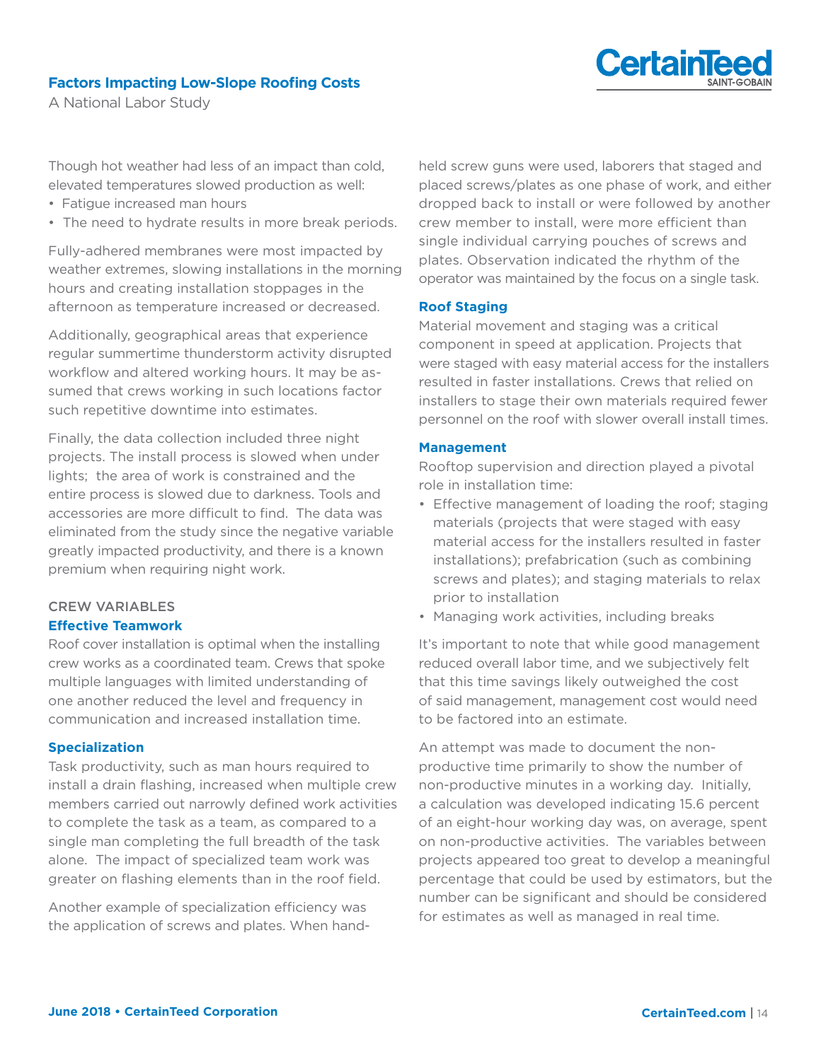Though hot weather had less of an impact than cold, elevated temperatures slowed production as well:

- Fatigue increased man hours
- The need to hydrate results in more break periods.

Fully-adhered membranes were most impacted by weather extremes, slowing installations in the morning hours and creating installation stoppages in the afternoon as temperature increased or decreased.

Additionally, geographical areas that experience regular summertime thunderstorm activity disrupted workflow and altered working hours. It may be assumed that crews working in such locations factor such repetitive downtime into estimates.

Finally, the data collection included three night projects. The install process is slowed when under lights; the area of work is constrained and the entire process is slowed due to darkness. Tools and accessories are more difficult to find. The data was eliminated from the study since the negative variable greatly impacted productivity, and there is a known premium when requiring night work.

## CREW VARIABLES

### Effective Teamwork

Roof cover installation is optimal when the installing crew works as a coordinated team. Crews that spoke multiple languages with limited understanding of one another reduced the level and frequency in communication and increased installation time.

### Specialization

Task productivity, such as man hours required to install a drain flashing, increased when multiple crew members carried out narrowly defined work activities to complete the task as a team, as compared to a single man completing the full breadth of the task alone. The impact of specialized team work was greater on flashing elements than in the roof field.

Another example of specialization efficiency was the application of screws and plates. When hand-held screw guns were used, laborers that staged and placed screws/plates as one phase of work, and either dropped back to install or were followed by another crew member to install, were more efficient than single individual carrying pouches of screws and plates. Observation indicated the rhythm of the operator was maintained by the focus on a single task.

### Roof Staging

Material movement and staging was a critical component in speed at application. Projects that were staged with easy material access for the installers resulted in faster installations. Crews that relied on installers to stage their own materials required fewer personnel on the roof with slower overall install times.

### Management

Rooftop supervision and direction played a pivotal role in installation time:

- Effective management of loading the roof; staging materials (projects that were staged with easy material access for the installers resulted in faster installations); prefabrication (such as combining screws and plates); and staging materials to relax prior to installation
- Managing work activities, including breaks

It's important to note that while good management reduced overall labor time, and we subjectively felt that this time savings likely outweighed the cost of said management, management cost would need to be factored into an estimate.

An attempt was made to document the non-productive time primarily to show the number of non-productive minutes in a working day. Initially, a calculation was developed indicating 15.6 percent of an eight-hour working day was, on average, spent on non-productive activities. The variables between projects appeared too great to develop a meaningful percentage that could be used by estimators, but the number can be significant and should be considered for estimates as well as managed in real time.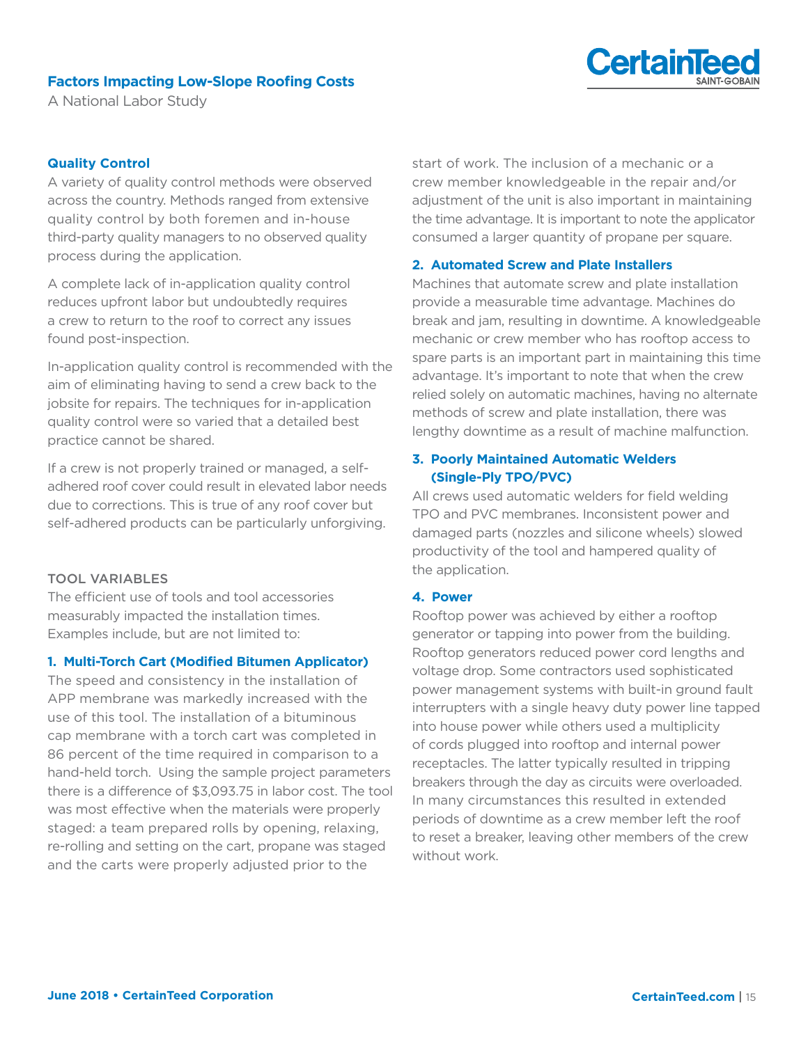### Quality Control

A variety of quality control methods were observed across the country. Methods ranged from extensive quality control by both foremen and in-house third-party quality managers to no observed quality process during the application.

A complete lack of in-application quality control reduces upfront labor but undoubtedly requires a crew to return to the roof to correct any issues found post-inspection.

In-application quality control is recommended with the aim of eliminating having to send a crew back to the jobsite for repairs. The techniques for in-application quality control were so varied that a detailed best practice cannot be shared.

If a crew is not properly trained or managed, a self-adhered roof cover could result in elevated labor needs due to corrections. This is true of any roof cover but self-adhered products can be particularly unforgiving.

## TOOL VARIABLES

The efficient use of tools and tool accessories measurably impacted the installation times. Examples include, but are not limited to:

### 1. Multi-Torch Cart (Modified Bitumen Applicator)

The speed and consistency in the installation of APP membrane was markedly increased with the use of this tool. The installation of a bituminous cap membrane with a torch cart was completed in 86 percent of the time required in comparison to a hand-held torch. Using the sample project parameters there is a difference of $3,093.75 in labor cost. The tool was most effective when the materials were properly staged: a team prepared rolls by opening, relaxing, re-rolling and setting on the cart, propane was staged and the carts were properly adjusted prior to the start of work. The inclusion of a mechanic or a crew member knowledgeable in the repair and/or adjustment of the unit is also important in maintaining the time advantage. It is important to note the applicator consumed a larger quantity of propane per square.

### 2. Automated Screw and Plate Installers

Machines that automate screw and plate installation provide a measurable time advantage. Machines do break and jam, resulting in downtime. A knowledgeable mechanic or crew member who has rooftop access to spare parts is an important part in maintaining this time advantage. It's important to note that when the crew relied solely on automatic machines, having no alternate methods of screw and plate installation, there was lengthy downtime as a result of machine malfunction.

### 3. Poorly Maintained Automatic Welders (Single-Ply TPO/PVC)

All crews used automatic welders for field welding TPO and PVC membranes. Inconsistent power and damaged parts (nozzles and silicone wheels) slowed productivity of the tool and hampered quality of the application.

### 4. Power

Rooftop power was achieved by either a rooftop generator or tapping into power from the building. Rooftop generators reduced power cord lengths and voltage drop. Some contractors used sophisticated power management systems with built-in ground fault interrupters with a single heavy duty power line tapped into house power while others used a multiplicity of cords plugged into rooftop and internal power receptacles. The latter typically resulted in tripping breakers through the day as circuits were overloaded. In many circumstances this resulted in extended periods of downtime as a crew member left the roof to reset a breaker, leaving other members of the crew without work.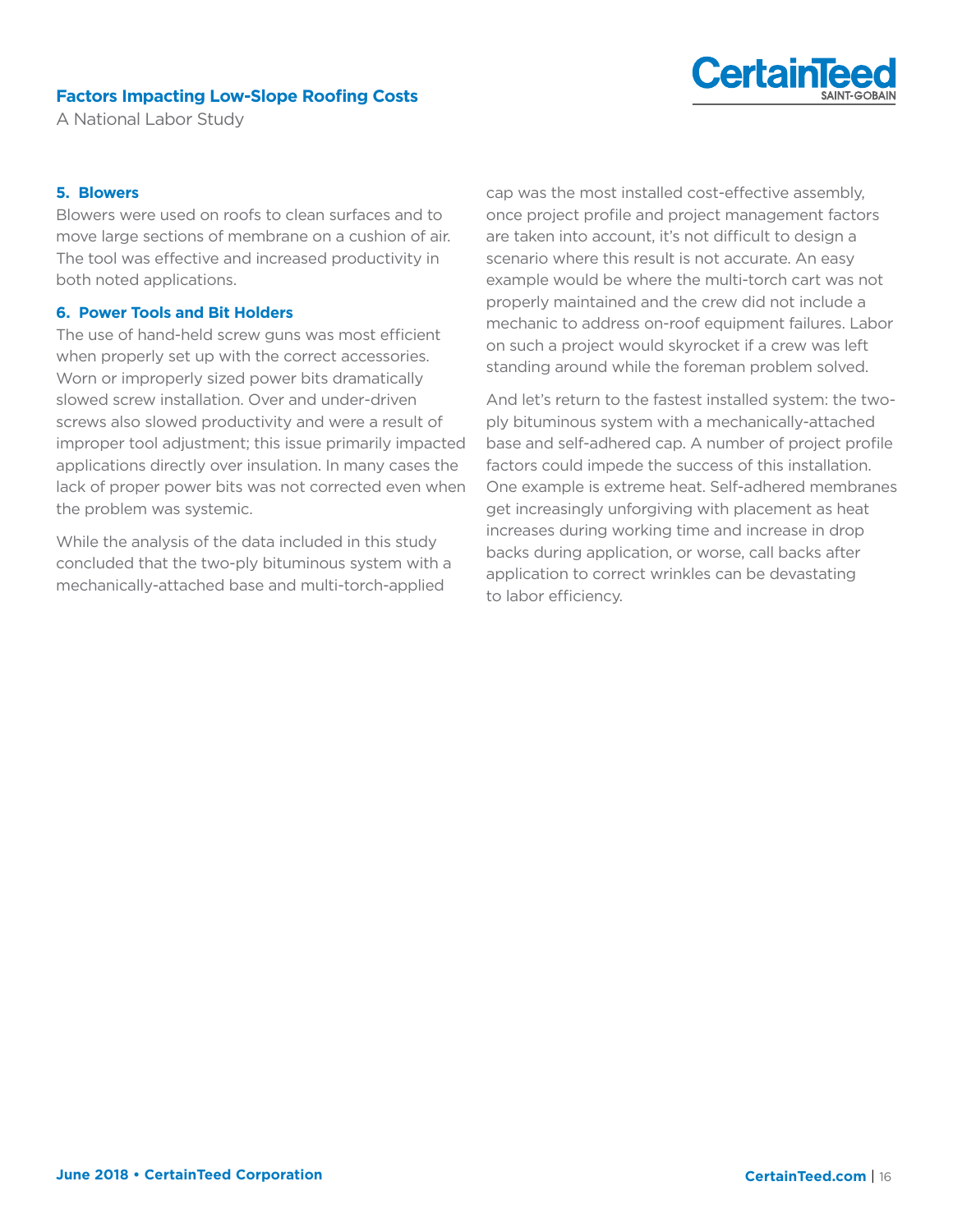#### 5. Blowers

Blowers were used on roofs to clean surfaces and to move large sections of membrane on a cushion of air. The tool was effective and increased productivity in both noted applications.

#### 6. Power Tools and Bit Holders

The use of hand-held screw guns was most efficient when properly set up with the correct accessories. Worn or improperly sized power bits dramatically slowed screw installation. Over and under-driven screws also slowed productivity and were a result of improper tool adjustment; this issue primarily impacted applications directly over insulation. In many cases the lack of proper power bits was not corrected even when the problem was systemic.

While the analysis of the data included in this study concluded that the two-ply bituminous system with a mechanically-attached base and multi-torch-applied cap was the most installed cost-effective assembly, once project profile and project management factors are taken into account, it's not difficult to design a scenario where this result is not accurate. An easy example would be where the multi-torch cart was not properly maintained and the crew did not include a mechanic to address on-roof equipment failures. Labor on such a project would skyrocket if a crew was left standing around while the foreman problem solved.

And let's return to the fastest installed system: the two-ply bituminous system with a mechanically-attached base and self-adhered cap. A number of project profile factors could impede the success of this installation. One example is extreme heat. Self-adhered membranes get increasingly unforgiving with placement as heat increases during working time and increase in drop backs during application, or worse, call backs after application to correct wrinkles can be devastating to labor efficiency.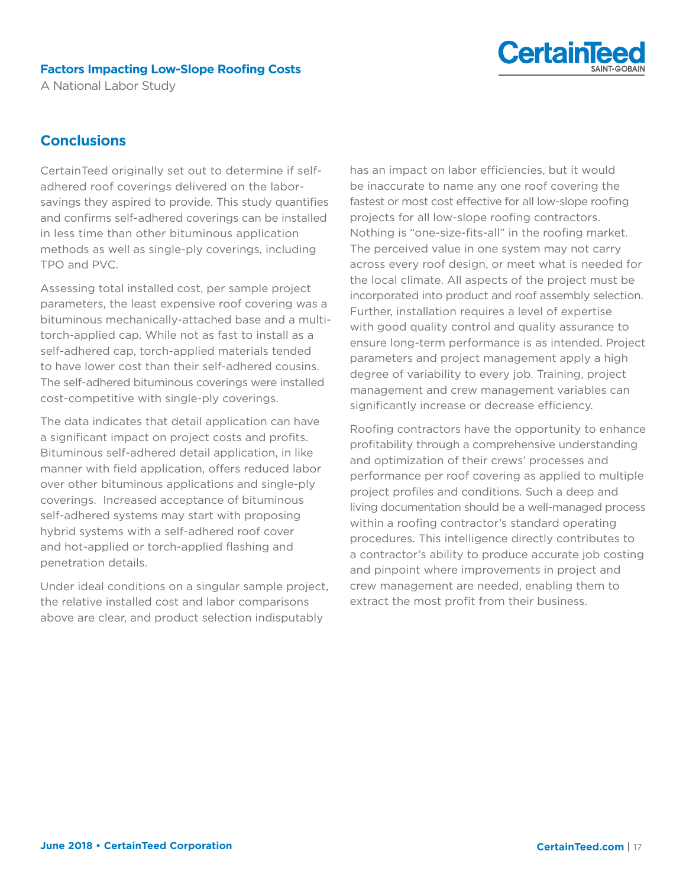## Conclusions

CertainTeed originally set out to determine if self-adhered roof coverings delivered on the labor-savings they aspired to provide. This study quantifies and confirms self-adhered coverings can be installed in less time than other bituminous application methods as well as single-ply coverings, including TPO and PVC.

Assessing total installed cost, per sample project parameters, the least expensive roof covering was a bituminous mechanically-attached base and a multi-torch-applied cap. While not as fast to install as a self-adhered cap, torch-applied materials tended to have lower cost than their self-adhered cousins. The self-adhered bituminous coverings were installed cost-competitive with single-ply coverings.

The data indicates that detail application can have a significant impact on project costs and profits. Bituminous self-adhered detail application, in like manner with field application, offers reduced labor over other bituminous applications and single-ply coverings. Increased acceptance of bituminous self-adhered systems may start with proposing hybrid systems with a self-adhered roof cover and hot-applied or torch-applied flashing and penetration details.

Under ideal conditions on a singular sample project, the relative installed cost and labor comparisons above are clear, and product selection indisputably has an impact on labor efficiencies, but it would be inaccurate to name any one roof covering the fastest or most cost effective for all low-slope roofing projects for all low-slope roofing contractors. Nothing is "one-size-fits-all" in the roofing market. The perceived value in one system may not carry across every roof design, or meet what is needed for the local climate. All aspects of the project must be incorporated into product and roof assembly selection. Further, installation requires a level of expertise with good quality control and quality assurance to ensure long-term performance is as intended. Project parameters and project management apply a high degree of variability to every job. Training, project management and crew management variables can significantly increase or decrease efficiency.

Roofing contractors have the opportunity to enhance profitability through a comprehensive understanding and optimization of their crews' processes and performance per roof covering as applied to multiple project profiles and conditions. Such a deep and living documentation should be a well-managed process within a roofing contractor's standard operating procedures. This intelligence directly contributes to a contractor's ability to produce accurate job costing and pinpoint where improvements in project and crew management are needed, enabling them to extract the most profit from their business.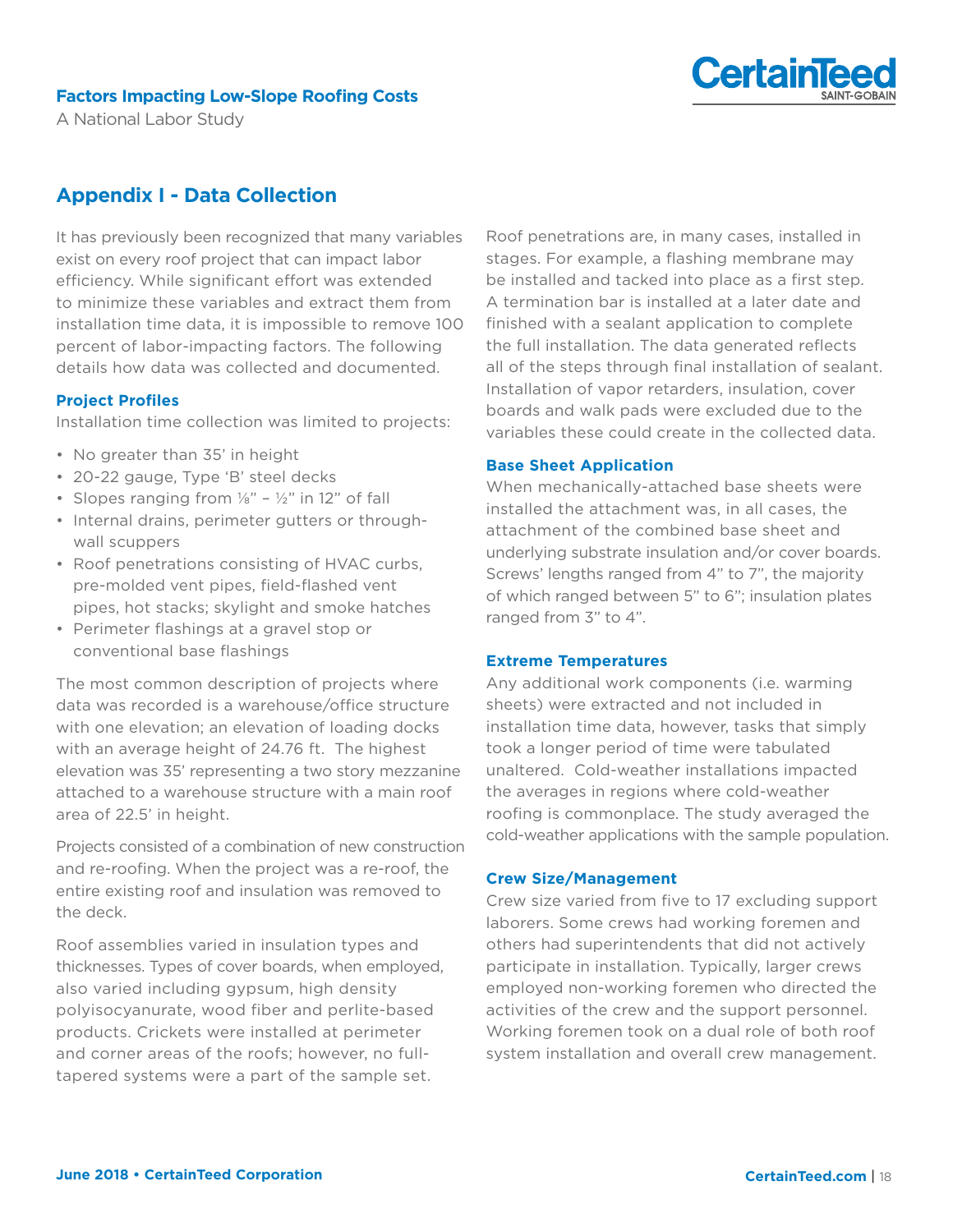## Appendix I - Data Collection

It has previously been recognized that many variables exist on every roof project that can impact labor efficiency. While significant effort was extended to minimize these variables and extract them from installation time data, it is impossible to remove 100 percent of labor-impacting factors. The following details how data was collected and documented.

### Project Profiles

Installation time collection was limited to projects:

- No greater than 35' in height
- 20-22 gauge, Type 'B' steel decks
- Slopes ranging from ⅛" – ½" in 12" of fall
- Internal drains, perimeter gutters or through-wall scuppers
- Roof penetrations consisting of HVAC curbs, pre-molded vent pipes, field-flashed vent pipes, hot stacks; skylight and smoke hatches
- Perimeter flashings at a gravel stop or conventional base flashings

The most common description of projects where data was recorded is a warehouse/office structure with one elevation; an elevation of loading docks with an average height of 24.76 ft. The highest elevation was 35' representing a two story mezzanine attached to a warehouse structure with a main roof area of 22.5' in height.

Projects consisted of a combination of new construction and re-roofing. When the project was a re-roof, the entire existing roof and insulation was removed to the deck.

Roof assemblies varied in insulation types and thicknesses. Types of cover boards, when employed, also varied including gypsum, high density polyisocyanurate, wood fiber and perlite-based products. Crickets were installed at perimeter and corner areas of the roofs; however, no full-tapered systems were a part of the sample set.

Roof penetrations are, in many cases, installed in stages. For example, a flashing membrane may be installed and tacked into place as a first step. A termination bar is installed at a later date and finished with a sealant application to complete the full installation. The data generated reflects all of the steps through final installation of sealant. Installation of vapor retarders, insulation, cover boards and walk pads were excluded due to the variables these could create in the collected data.

### Base Sheet Application

When mechanically-attached base sheets were installed the attachment was, in all cases, the attachment of the combined base sheet and underlying substrate insulation and/or cover boards. Screws' lengths ranged from 4" to 7", the majority of which ranged between 5" to 6"; insulation plates ranged from 3" to 4".

### Extreme Temperatures

Any additional work components (i.e. warming sheets) were extracted and not included in installation time data, however, tasks that simply took a longer period of time were tabulated unaltered. Cold-weather installations impacted the averages in regions where cold-weather roofing is commonplace. The study averaged the cold-weather applications with the sample population.

### Crew Size/Management

Crew size varied from five to 17 excluding support laborers. Some crews had working foremen and others had superintendents that did not actively participate in installation. Typically, larger crews employed non-working foremen who directed the activities of the crew and the support personnel. Working foremen took on a dual role of both roof system installation and overall crew management.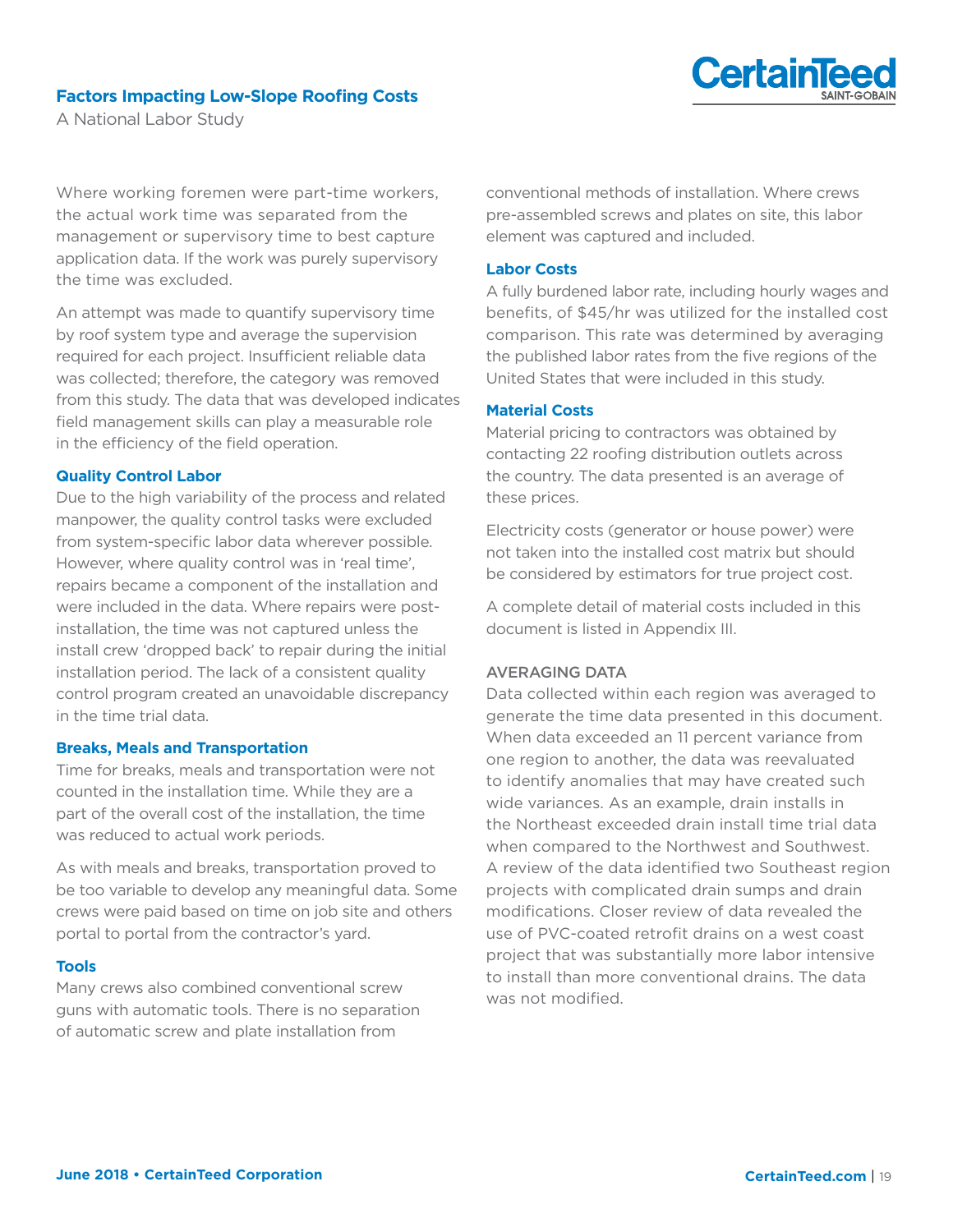Where working foremen were part-time workers, the actual work time was separated from the management or supervisory time to best capture application data. If the work was purely supervisory the time was excluded.

An attempt was made to quantify supervisory time by roof system type and average the supervision required for each project. Insufficient reliable data was collected; therefore, the category was removed from this study. The data that was developed indicates field management skills can play a measurable role in the efficiency of the field operation.

### Quality Control Labor

Due to the high variability of the process and related manpower, the quality control tasks were excluded from system-specific labor data wherever possible. However, where quality control was in 'real time', repairs became a component of the installation and were included in the data. Where repairs were post-installation, the time was not captured unless the install crew 'dropped back' to repair during the initial installation period. The lack of a consistent quality control program created an unavoidable discrepancy in the time trial data.

### Breaks, Meals and Transportation

Time for breaks, meals and transportation were not counted in the installation time. While they are a part of the overall cost of the installation, the time was reduced to actual work periods.

As with meals and breaks, transportation proved to be too variable to develop any meaningful data. Some crews were paid based on time on job site and others portal to portal from the contractor's yard.

### Tools

Many crews also combined conventional screw guns with automatic tools. There is no separation of automatic screw and plate installation from conventional methods of installation. Where crews pre-assembled screws and plates on site, this labor element was captured and included.

### Labor Costs

A fully burdened labor rate, including hourly wages and benefits, of $45/hr was utilized for the installed cost comparison. This rate was determined by averaging the published labor rates from the five regions of the United States that were included in this study.

### Material Costs

Material pricing to contractors was obtained by contacting 22 roofing distribution outlets across the country. The data presented is an average of these prices.

Electricity costs (generator or house power) were not taken into the installed cost matrix but should be considered by estimators for true project cost.

A complete detail of material costs included in this document is listed in Appendix III.

## AVERAGING DATA

Data collected within each region was averaged to generate the time data presented in this document. When data exceeded an 11 percent variance from one region to another, the data was reevaluated to identify anomalies that may have created such wide variances. As an example, drain installs in the Northeast exceeded drain install time trial data when compared to the Northwest and Southwest. A review of the data identified two Southeast region projects with complicated drain sumps and drain modifications. Closer review of data revealed the use of PVC-coated retrofit drains on a west coast project that was substantially more labor intensive to install than more conventional drains. The data was not modified.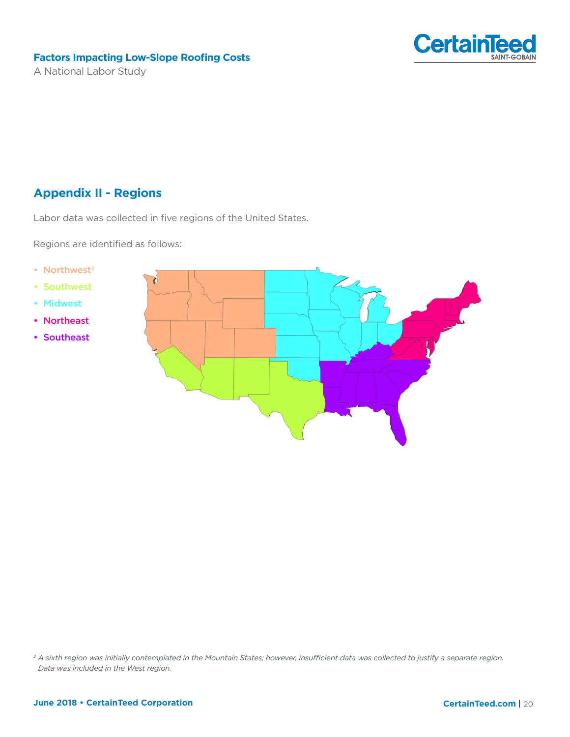## Appendix II - Regions

Labor data was collected in five regions of the United States.

Regions are identified as follows:

- Northwest[2]
- Southwest
- Midwest
- Northeast
- Southeast

[2] *A sixth region was initially contemplated in the Mountain States; however, insufficient data was collected to justify a separate region. Data was included in the West region.*